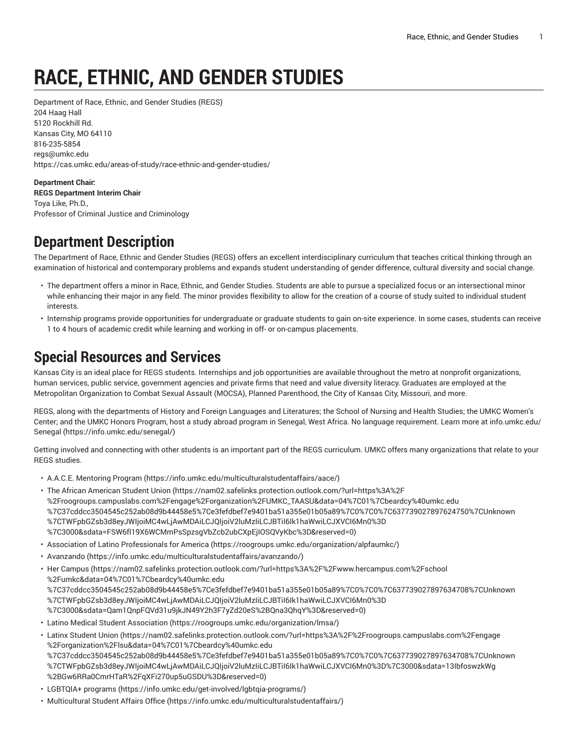# RACE, ETHNIC, AND GENDER STUDIES

Department of Race, Ethnic, and Gender Studies (REGS)
204 Haag Hall
5120 Rockhill Rd.
Kansas City, MO 64110
816-235-5854
regs@umkc.edu
https://cas.umkc.edu/areas-of-study/race-ethnic-and-gender-studies/

**Department Chair:**
**REGS Department Interim Chair**
Toya Like, Ph.D.,
Professor of Criminal Justice and Criminology

## Department Description

The Department of Race, Ethnic and Gender Studies (REGS) offers an excellent interdisciplinary curriculum that teaches critical thinking through an examination of historical and contemporary problems and expands student understanding of gender difference, cultural diversity and social change.

- The department offers a minor in Race, Ethnic, and Gender Studies. Students are able to pursue a specialized focus or an intersectional minor while enhancing their major in any field. The minor provides flexibility to allow for the creation of a course of study suited to individual student interests.
- Internship programs provide opportunities for undergraduate or graduate students to gain on-site experience. In some cases, students can receive 1 to 4 hours of academic credit while learning and working in off- or on-campus placements.

## Special Resources and Services

Kansas City is an ideal place for REGS students. Internships and job opportunities are available throughout the metro at nonprofit organizations, human services, public service, government agencies and private firms that need and value diversity literacy. Graduates are employed at the Metropolitan Organization to Combat Sexual Assault (MOCSA), Planned Parenthood, the City of Kansas City, Missouri, and more.

REGS, along with the departments of History and Foreign Languages and Literatures; the School of Nursing and Health Studies; the UMKC Women's Center; and the UMKC Honors Program, host a study abroad program in Senegal, West Africa. No language requirement. Learn more at info.umkc.edu/Senegal (https://info.umkc.edu/senegal/)

Getting involved and connecting with other students is an important part of the REGS curriculum. UMKC offers many organizations that relate to your REGS studies.

- A.A.C.E. Mentoring Program (https://info.umkc.edu/multiculturalstudentaffairs/aace/)
- The African American Student Union (https://nam02.safelinks.protection.outlook.com/?url=https%3A%2F%2Froogroups.campuslabs.com%2Fengage%2Forganization%2FUMKC_TAASU&data=04%7C01%7Cbeardcy%40umkc.edu%7C37cddcc3504545c252ab08d9b44458e5%7Ce3fefdbef7e9401ba51a355e01b05a89%7C0%7C0%7C637739027897624750%7CUnknown%7CTWFpbGZsb3d8eyJWIjoiMC4wLjAwMDAiLCJQIjoiV2luMzIiLCJBTiI6Ik1haWwiLCJXVCI6Mn0%3D%7C3000&sdata=FSW6fl19X6WCMmPsSpzsgVbZcb2ubCXpEjIOSQVyKbc%3D&reserved=0)
- Association of Latino Professionals for America (https://roogroups.umkc.edu/organization/alpfaumkc/)
- Avanzando (https://info.umkc.edu/multiculturalstudentaffairs/avanzando/)
- Her Campus (https://nam02.safelinks.protection.outlook.com/?url=https%3A%2F%2Fwww.hercampus.com%2Fschool%2Fumkc&data=04%7C01%7Cbeardcy%40umkc.edu%7C37cddcc3504545c252ab08d9b44458e5%7Ce3fefdbef7e9401ba51a355e01b05a89%7C0%7C0%7C637739027897634708%7CUnknown%7CTWFpbGZsb3d8eyJWIjoiMC4wLjAwMDAiLCJQIjoiV2luMzIiLCJBTiI6Ik1haWwiLCJXVCI6Mn0%3D%7C3000&sdata=Qam1QnpFQVd31u9jkJN49Y2h3F7yZd20eS%2BQna3QhqY%3D&reserved=0)
- Latino Medical Student Association (https://roogroups.umkc.edu/organization/lmsa/)
- Latinx Student Union (https://nam02.safelinks.protection.outlook.com/?url=https%3A%2F%2Froogroups.campuslabs.com%2Fengage%2Forganization%2Flsu&data=04%7C01%7Cbeardcy%40umkc.edu%7C37cddcc3504545c252ab08d9b44458e5%7Ce3fefdbef7e9401ba51a355e01b05a89%7C0%7C0%7C637739027897634708%7CUnknown%7CTWFpbGZsb3d8eyJWIjoiMC4wLjAwMDAiLCJQIjoiV2luMzIiLCJBTiI6Ik1haWwiLCJXVCI6Mn0%3D%7C3000&sdata=13lbfoswzkWg%2BGw6RRa0CmrHTaR%2FqXFi270up5uGSDU%3D&reserved=0)
- LGBTQIA+ programs (https://info.umkc.edu/get-involved/lgbtqia-programs/)
- Multicultural Student Affairs Office (https://info.umkc.edu/multiculturalstudentaffairs/)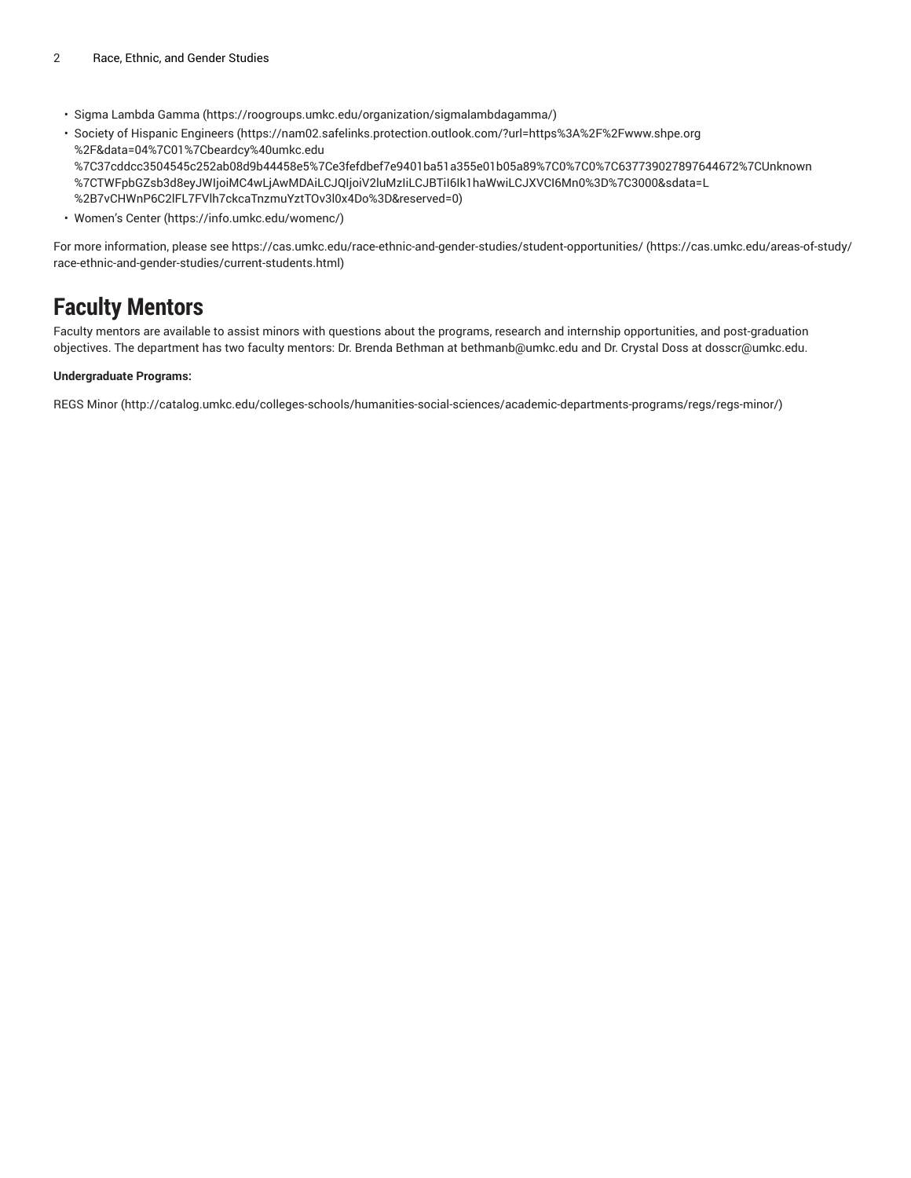- Sigma Lambda Gamma (https://roogroups.umkc.edu/organization/sigmalambdagamma/)
- Society of Hispanic Engineers (https://nam02.safelinks.protection.outlook.com/?url=https%3A%2F%2Fwww.shpe.org%2F&data=04%7C01%7Cbeardcy%40umkc.edu%7C37cddcc3504545c252ab08d9b44458e5%7Ce3fefdbef7e9401ba51a355e01b05a89%7C0%7C0%7C637739027897644672%7CUnknown%7CTWFpbGZsb3d8eyJWIjoiMC4wLjAwMDAiLCJQIjoiV2luMzIiLCJBTiI6Ik1haWwiLCJXVCI6Mn0%3D%7C3000&sdata=L%2B7vCHWnP6C2lFL7FVlh7ckcaTnzmuYztTOv3l0x4Do%3D&reserved=0)
- Women's Center (https://info.umkc.edu/womenc/)

For more information, please see https://cas.umkc.edu/race-ethnic-and-gender-studies/student-opportunities/ (https://cas.umkc.edu/areas-of-study/race-ethnic-and-gender-studies/current-students.html)

# Faculty Mentors

Faculty mentors are available to assist minors with questions about the programs, research and internship opportunities, and post-graduation objectives. The department has two faculty mentors: Dr. Brenda Bethman at bethmanb@umkc.edu and Dr. Crystal Doss at dosscr@umkc.edu.

**Undergraduate Programs:**

REGS Minor (http://catalog.umkc.edu/colleges-schools/humanities-social-sciences/academic-departments-programs/regs/regs-minor/)